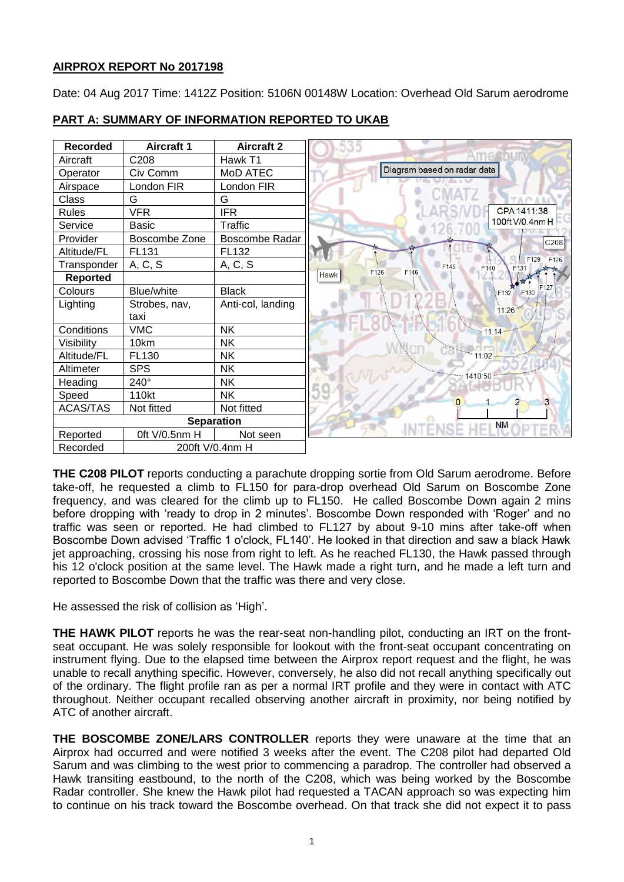**AIRPROX REPORT No 2017198**

Date: 04 Aug 2017 Time: 1412Z Position: 5106N 00148W Location: Overhead Old Sarum aerodrome

## PART A: SUMMARY OF INFORMATION REPORTED TO UKAB

| Recorded | Aircraft 1 | Aircraft 2 |
|---|---|---|
| Aircraft | C208 | Hawk T1 |
| Operator | Civ Comm | MoD ATEC |
| Airspace | London FIR | London FIR |
| Class | G | G |
| Rules | VFR | IFR |
| Service | Basic | Traffic |
| Provider | Boscombe Zone | Boscombe Radar |
| Altitude/FL | FL131 | FL132 |
| Transponder | A, C, S | A, C, S |
| **Reported** | | |
| Colours | Blue/white | Black |
| Lighting | Strobes, nav, taxi | Anti-col, landing |
| Conditions | VMC | NK |
| Visibility | 10km | NK |
| Altitude/FL | FL130 | NK |
| Altimeter | SPS | NK |
| Heading | 240° | NK |
| Speed | 110kt | NK |
| ACAS/TAS | Not fitted | Not fitted |
| **Separation** | | |
| Reported | 0ft V/0.5nm H | Not seen |
| Recorded | 200ft V/0.4nm H | |

Diagram based on radar data. CPA 1411:38 100ft V/0.4nm H

**THE C208 PILOT** reports conducting a parachute dropping sortie from Old Sarum aerodrome. Before take-off, he requested a climb to FL150 for para-drop overhead Old Sarum on Boscombe Zone frequency, and was cleared for the climb up to FL150. He called Boscombe Down again 2 mins before dropping with 'ready to drop in 2 minutes'. Boscombe Down responded with 'Roger' and no traffic was seen or reported. He had climbed to FL127 by about 9-10 mins after take-off when Boscombe Down advised 'Traffic 1 o'clock, FL140'. He looked in that direction and saw a black Hawk jet approaching, crossing his nose from right to left. As he reached FL130, the Hawk passed through his 12 o'clock position at the same level. The Hawk made a right turn, and he made a left turn and reported to Boscombe Down that the traffic was there and very close.

He assessed the risk of collision as 'High'.

**THE HAWK PILOT** reports he was the rear-seat non-handling pilot, conducting an IRT on the front-seat occupant. He was solely responsible for lookout with the front-seat occupant concentrating on instrument flying. Due to the elapsed time between the Airprox report request and the flight, he was unable to recall anything specific. However, conversely, he also did not recall anything specifically out of the ordinary. The flight profile ran as per a normal IRT profile and they were in contact with ATC throughout. Neither occupant recalled observing another aircraft in proximity, nor being notified by ATC of another aircraft.

**THE BOSCOMBE ZONE/LARS CONTROLLER** reports they were unaware at the time that an Airprox had occurred and were notified 3 weeks after the event. The C208 pilot had departed Old Sarum and was climbing to the west prior to commencing a paradrop. The controller had observed a Hawk transiting eastbound, to the north of the C208, which was being worked by the Boscombe Radar controller. She knew the Hawk pilot had requested a TACAN approach so was expecting him to continue on his track toward the Boscombe overhead. On that track she did not expect it to pass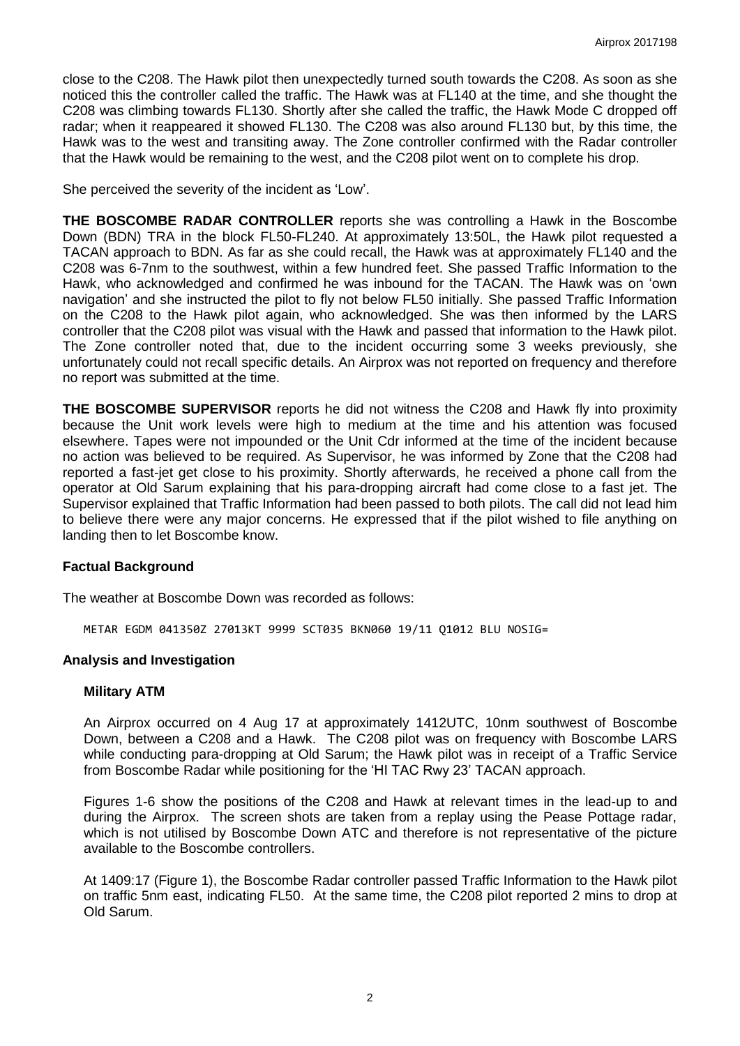close to the C208. The Hawk pilot then unexpectedly turned south towards the C208. As soon as she noticed this the controller called the traffic. The Hawk was at FL140 at the time, and she thought the C208 was climbing towards FL130. Shortly after she called the traffic, the Hawk Mode C dropped off radar; when it reappeared it showed FL130. The C208 was also around FL130 but, by this time, the Hawk was to the west and transiting away. The Zone controller confirmed with the Radar controller that the Hawk would be remaining to the west, and the C208 pilot went on to complete his drop.

She perceived the severity of the incident as 'Low'.

**THE BOSCOMBE RADAR CONTROLLER** reports she was controlling a Hawk in the Boscombe Down (BDN) TRA in the block FL50-FL240. At approximately 13:50L, the Hawk pilot requested a TACAN approach to BDN. As far as she could recall, the Hawk was at approximately FL140 and the C208 was 6-7nm to the southwest, within a few hundred feet. She passed Traffic Information to the Hawk, who acknowledged and confirmed he was inbound for the TACAN. The Hawk was on 'own navigation' and she instructed the pilot to fly not below FL50 initially. She passed Traffic Information on the C208 to the Hawk pilot again, who acknowledged. She was then informed by the LARS controller that the C208 pilot was visual with the Hawk and passed that information to the Hawk pilot. The Zone controller noted that, due to the incident occurring some 3 weeks previously, she unfortunately could not recall specific details. An Airprox was not reported on frequency and therefore no report was submitted at the time.

**THE BOSCOMBE SUPERVISOR** reports he did not witness the C208 and Hawk fly into proximity because the Unit work levels were high to medium at the time and his attention was focused elsewhere. Tapes were not impounded or the Unit Cdr informed at the time of the incident because no action was believed to be required. As Supervisor, he was informed by Zone that the C208 had reported a fast-jet get close to his proximity. Shortly afterwards, he received a phone call from the operator at Old Sarum explaining that his para-dropping aircraft had come close to a fast jet. The Supervisor explained that Traffic Information had been passed to both pilots. The call did not lead him to believe there were any major concerns. He expressed that if the pilot wished to file anything on landing then to let Boscombe know.

## Factual Background

The weather at Boscombe Down was recorded as follows:

```
METAR EGDM 041350Z 27013KT 9999 SCT035 BKN060 19/11 Q1012 BLU NOSIG=
```

## Analysis and Investigation

### Military ATM

An Airprox occurred on 4 Aug 17 at approximately 1412UTC, 10nm southwest of Boscombe Down, between a C208 and a Hawk. The C208 pilot was on frequency with Boscombe LARS while conducting para-dropping at Old Sarum; the Hawk pilot was in receipt of a Traffic Service from Boscombe Radar while positioning for the 'HI TAC Rwy 23' TACAN approach.

Figures 1-6 show the positions of the C208 and Hawk at relevant times in the lead-up to and during the Airprox. The screen shots are taken from a replay using the Pease Pottage radar, which is not utilised by Boscombe Down ATC and therefore is not representative of the picture available to the Boscombe controllers.

At 1409:17 (Figure 1), the Boscombe Radar controller passed Traffic Information to the Hawk pilot on traffic 5nm east, indicating FL50. At the same time, the C208 pilot reported 2 mins to drop at Old Sarum.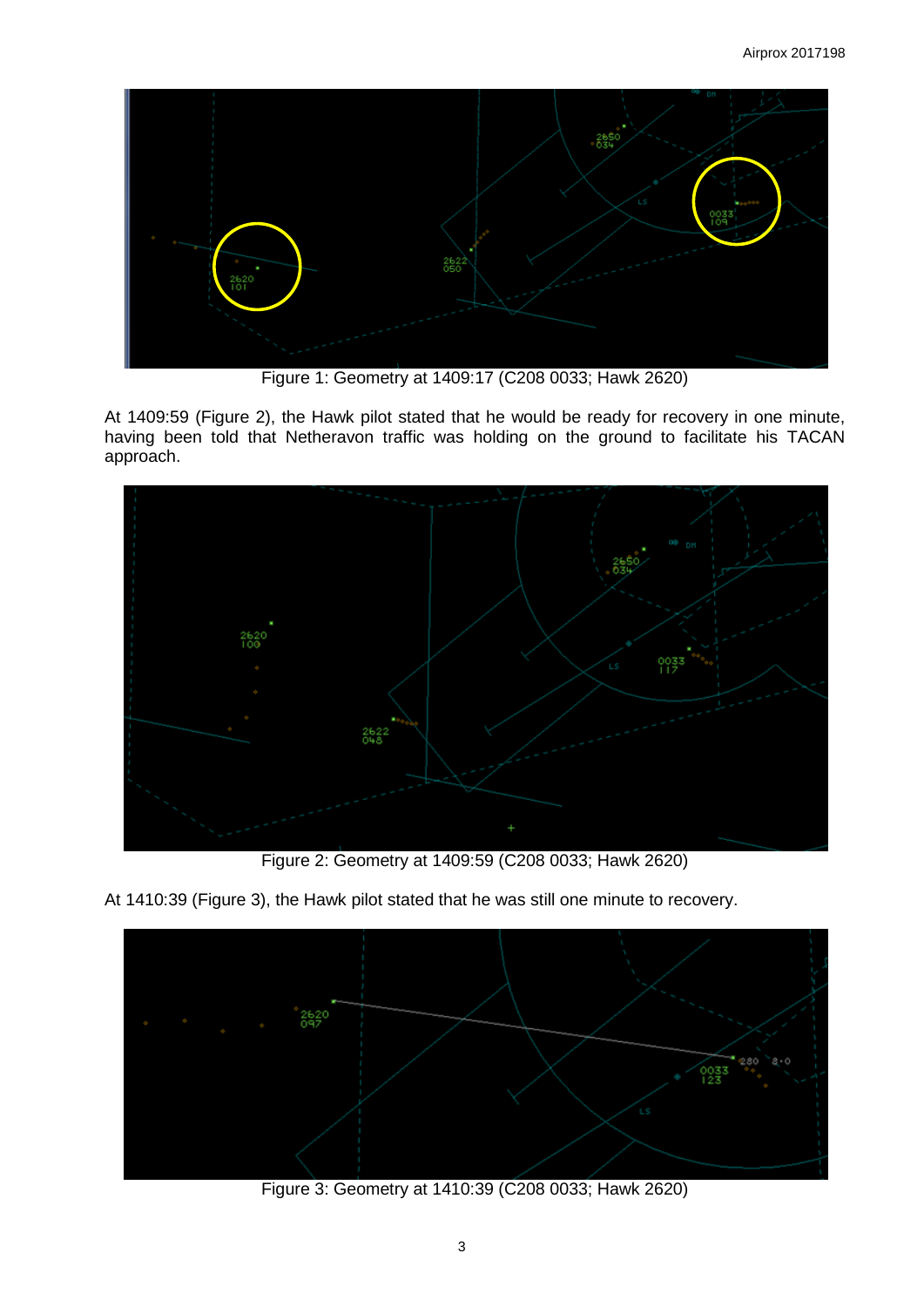Figure 1: Geometry at 1409:17 (C208 0033; Hawk 2620)

At 1409:59 (Figure 2), the Hawk pilot stated that he would be ready for recovery in one minute, having been told that Netheravon traffic was holding on the ground to facilitate his TACAN approach.

Figure 2: Geometry at 1409:59 (C208 0033; Hawk 2620)

At 1410:39 (Figure 3), the Hawk pilot stated that he was still one minute to recovery.

Figure 3: Geometry at 1410:39 (C208 0033; Hawk 2620)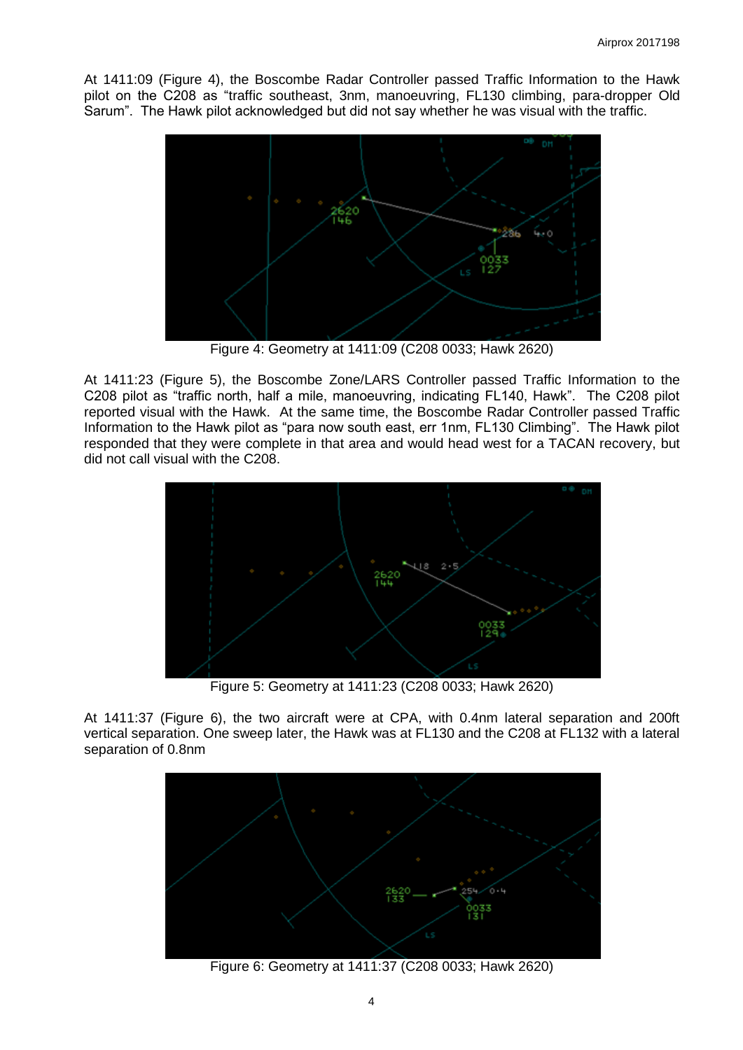At 1411:09 (Figure 4), the Boscombe Radar Controller passed Traffic Information to the Hawk pilot on the C208 as "traffic southeast, 3nm, manoeuvring, FL130 climbing, para-dropper Old Sarum". The Hawk pilot acknowledged but did not say whether he was visual with the traffic.

Figure 4: Geometry at 1411:09 (C208 0033; Hawk 2620)

At 1411:23 (Figure 5), the Boscombe Zone/LARS Controller passed Traffic Information to the C208 pilot as "traffic north, half a mile, manoeuvring, indicating FL140, Hawk". The C208 pilot reported visual with the Hawk. At the same time, the Boscombe Radar Controller passed Traffic Information to the Hawk pilot as "para now south east, err 1nm, FL130 Climbing". The Hawk pilot responded that they were complete in that area and would head west for a TACAN recovery, but did not call visual with the C208.

Figure 5: Geometry at 1411:23 (C208 0033; Hawk 2620)

At 1411:37 (Figure 6), the two aircraft were at CPA, with 0.4nm lateral separation and 200ft vertical separation. One sweep later, the Hawk was at FL130 and the C208 at FL132 with a lateral separation of 0.8nm

Figure 6: Geometry at 1411:37 (C208 0033; Hawk 2620)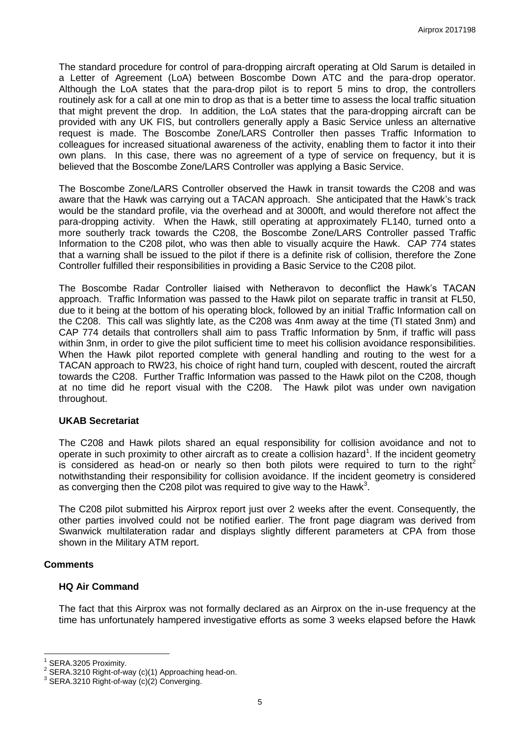The standard procedure for control of para-dropping aircraft operating at Old Sarum is detailed in a Letter of Agreement (LoA) between Boscombe Down ATC and the para-drop operator. Although the LoA states that the para-drop pilot is to report 5 mins to drop, the controllers routinely ask for a call at one min to drop as that is a better time to assess the local traffic situation that might prevent the drop. In addition, the LoA states that the para-dropping aircraft can be provided with any UK FIS, but controllers generally apply a Basic Service unless an alternative request is made. The Boscombe Zone/LARS Controller then passes Traffic Information to colleagues for increased situational awareness of the activity, enabling them to factor it into their own plans. In this case, there was no agreement of a type of service on frequency, but it is believed that the Boscombe Zone/LARS Controller was applying a Basic Service.

The Boscombe Zone/LARS Controller observed the Hawk in transit towards the C208 and was aware that the Hawk was carrying out a TACAN approach. She anticipated that the Hawk's track would be the standard profile, via the overhead and at 3000ft, and would therefore not affect the para-dropping activity. When the Hawk, still operating at approximately FL140, turned onto a more southerly track towards the C208, the Boscombe Zone/LARS Controller passed Traffic Information to the C208 pilot, who was then able to visually acquire the Hawk. CAP 774 states that a warning shall be issued to the pilot if there is a definite risk of collision, therefore the Zone Controller fulfilled their responsibilities in providing a Basic Service to the C208 pilot.

The Boscombe Radar Controller liaised with Netheravon to deconflict the Hawk's TACAN approach. Traffic Information was passed to the Hawk pilot on separate traffic in transit at FL50, due to it being at the bottom of his operating block, followed by an initial Traffic Information call on the C208. This call was slightly late, as the C208 was 4nm away at the time (TI stated 3nm) and CAP 774 details that controllers shall aim to pass Traffic Information by 5nm, if traffic will pass within 3nm, in order to give the pilot sufficient time to meet his collision avoidance responsibilities. When the Hawk pilot reported complete with general handling and routing to the west for a TACAN approach to RW23, his choice of right hand turn, coupled with descent, routed the aircraft towards the C208. Further Traffic Information was passed to the Hawk pilot on the C208, though at no time did he report visual with the C208. The Hawk pilot was under own navigation throughout.

### UKAB Secretariat

The C208 and Hawk pilots shared an equal responsibility for collision avoidance and not to operate in such proximity to other aircraft as to create a collision hazard[1]. If the incident geometry is considered as head-on or nearly so then both pilots were required to turn to the right[2] notwithstanding their responsibility for collision avoidance. If the incident geometry is considered as converging then the C208 pilot was required to give way to the Hawk[3].

The C208 pilot submitted his Airprox report just over 2 weeks after the event. Consequently, the other parties involved could not be notified earlier. The front page diagram was derived from Swanwick multilateration radar and displays slightly different parameters at CPA from those shown in the Military ATM report.

## Comments

### HQ Air Command

The fact that this Airprox was not formally declared as an Airprox on the in-use frequency at the time has unfortunately hampered investigative efforts as some 3 weeks elapsed before the Hawk

---

[1] SERA.3205 Proximity.

[2] SERA.3210 Right-of-way (c)(1) Approaching head-on.

[3] SERA.3210 Right-of-way (c)(2) Converging.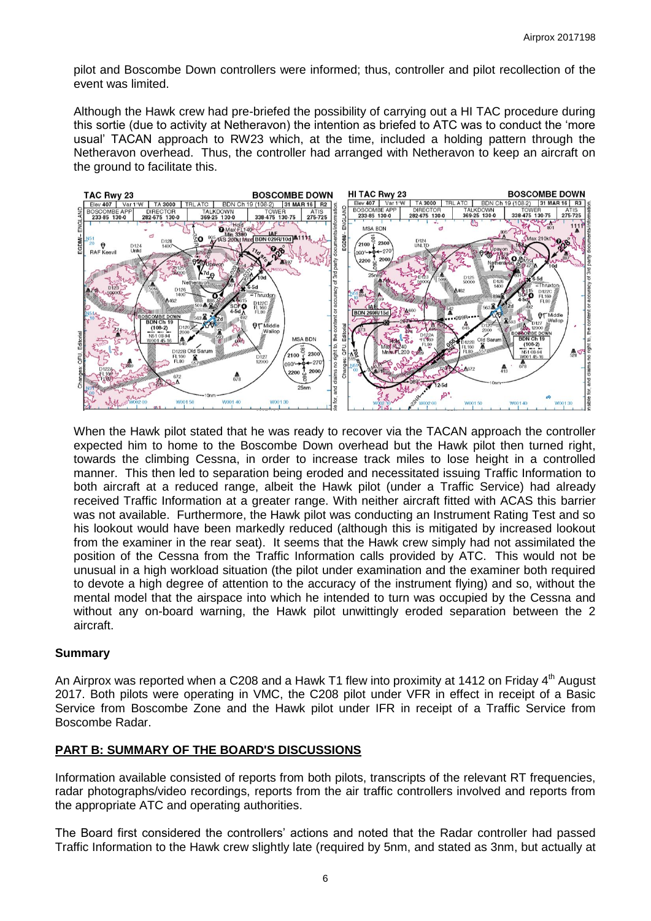pilot and Boscombe Down controllers were informed; thus, controller and pilot recollection of the event was limited.

Although the Hawk crew had pre-briefed the possibility of carrying out a HI TAC procedure during this sortie (due to activity at Netheravon) the intention as briefed to ATC was to conduct the 'more usual' TACAN approach to RW23 which, at the time, included a holding pattern through the Netheravon overhead. Thus, the controller had arranged with Netheravon to keep an aircraft on the ground to facilitate this.

When the Hawk pilot stated that he was ready to recover via the TACAN approach the controller expected him to home to the Boscombe Down overhead but the Hawk pilot then turned right, towards the climbing Cessna, in order to increase track miles to lose height in a controlled manner. This then led to separation being eroded and necessitated issuing Traffic Information to both aircraft at a reduced range, albeit the Hawk pilot (under a Traffic Service) had already received Traffic Information at a greater range. With neither aircraft fitted with ACAS this barrier was not available. Furthermore, the Hawk pilot was conducting an Instrument Rating Test and so his lookout would have been markedly reduced (although this is mitigated by increased lookout from the examiner in the rear seat). It seems that the Hawk crew simply had not assimilated the position of the Cessna from the Traffic Information calls provided by ATC. This would not be unusual in a high workload situation (the pilot under examination and the examiner both required to devote a high degree of attention to the accuracy of the instrument flying) and so, without the mental model that the airspace into which he intended to turn was occupied by the Cessna and without any on-board warning, the Hawk pilot unwittingly eroded separation between the 2 aircraft.

## Summary

An Airprox was reported when a C208 and a Hawk T1 flew into proximity at 1412 on Friday 4th August 2017. Both pilots were operating in VMC, the C208 pilot under VFR in effect in receipt of a Basic Service from Boscombe Zone and the Hawk pilot under IFR in receipt of a Traffic Service from Boscombe Radar.

## PART B: SUMMARY OF THE BOARD'S DISCUSSIONS

Information available consisted of reports from both pilots, transcripts of the relevant RT frequencies, radar photographs/video recordings, reports from the air traffic controllers involved and reports from the appropriate ATC and operating authorities.

The Board first considered the controllers' actions and noted that the Radar controller had passed Traffic Information to the Hawk crew slightly late (required by 5nm, and stated as 3nm, but actually at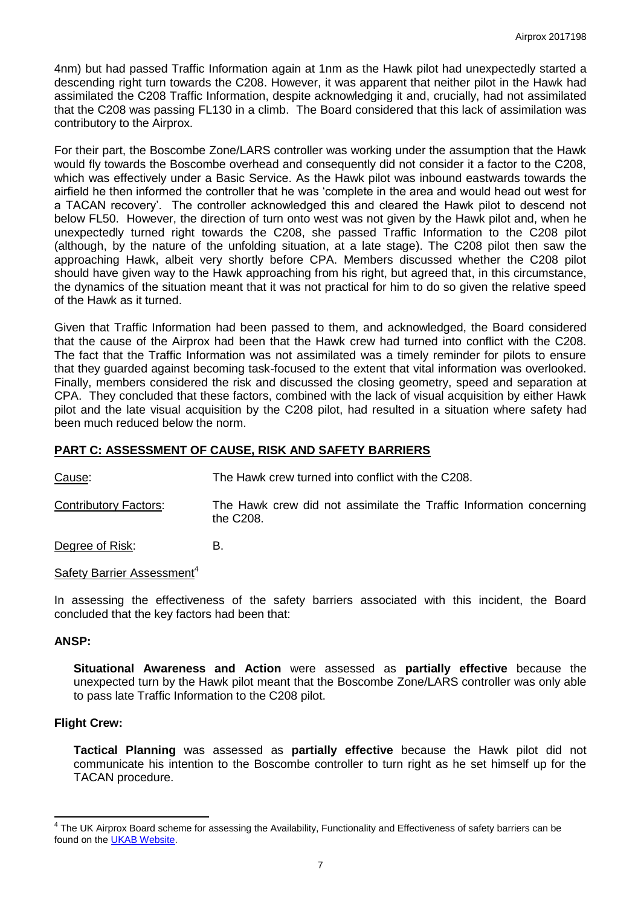4nm) but had passed Traffic Information again at 1nm as the Hawk pilot had unexpectedly started a descending right turn towards the C208. However, it was apparent that neither pilot in the Hawk had assimilated the C208 Traffic Information, despite acknowledging it and, crucially, had not assimilated that the C208 was passing FL130 in a climb. The Board considered that this lack of assimilation was contributory to the Airprox.

For their part, the Boscombe Zone/LARS controller was working under the assumption that the Hawk would fly towards the Boscombe overhead and consequently did not consider it a factor to the C208, which was effectively under a Basic Service. As the Hawk pilot was inbound eastwards towards the airfield he then informed the controller that he was 'complete in the area and would head out west for a TACAN recovery'. The controller acknowledged this and cleared the Hawk pilot to descend not below FL50. However, the direction of turn onto west was not given by the Hawk pilot and, when he unexpectedly turned right towards the C208, she passed Traffic Information to the C208 pilot (although, by the nature of the unfolding situation, at a late stage). The C208 pilot then saw the approaching Hawk, albeit very shortly before CPA. Members discussed whether the C208 pilot should have given way to the Hawk approaching from his right, but agreed that, in this circumstance, the dynamics of the situation meant that it was not practical for him to do so given the relative speed of the Hawk as it turned.

Given that Traffic Information had been passed to them, and acknowledged, the Board considered that the cause of the Airprox had been that the Hawk crew had turned into conflict with the C208. The fact that the Traffic Information was not assimilated was a timely reminder for pilots to ensure that they guarded against becoming task-focused to the extent that vital information was overlooked. Finally, members considered the risk and discussed the closing geometry, speed and separation at CPA. They concluded that these factors, combined with the lack of visual acquisition by either Hawk pilot and the late visual acquisition by the C208 pilot, had resulted in a situation where safety had been much reduced below the norm.

## PART C: ASSESSMENT OF CAUSE, RISK AND SAFETY BARRIERS

Cause: The Hawk crew turned into conflict with the C208.

Contributory Factors: The Hawk crew did not assimilate the Traffic Information concerning the C208.

Degree of Risk: B.

Safety Barrier Assessment[4]

In assessing the effectiveness of the safety barriers associated with this incident, the Board concluded that the key factors had been that:

### ANSP:

**Situational Awareness and Action** were assessed as **partially effective** because the unexpected turn by the Hawk pilot meant that the Boscombe Zone/LARS controller was only able to pass late Traffic Information to the C208 pilot.

### Flight Crew:

**Tactical Planning** was assessed as **partially effective** because the Hawk pilot did not communicate his intention to the Boscombe controller to turn right as he set himself up for the TACAN procedure.

[4] The UK Airprox Board scheme for assessing the Availability, Functionality and Effectiveness of safety barriers can be found on the UKAB Website.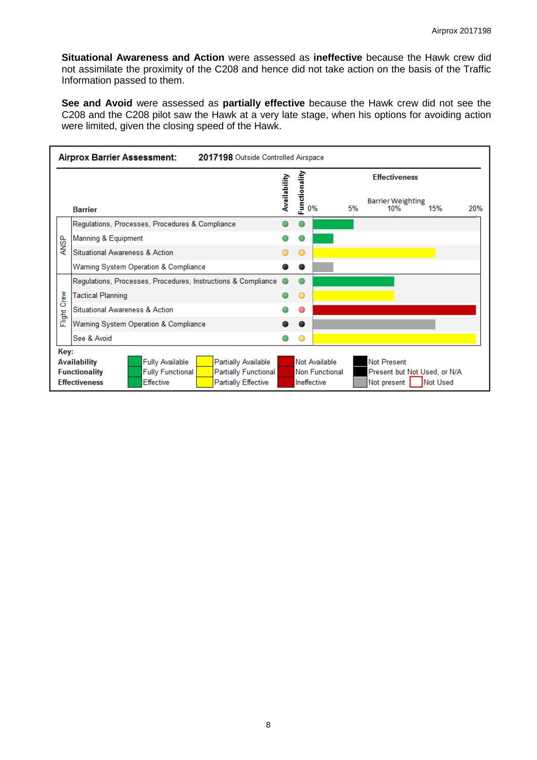**Situational Awareness and Action** were assessed as **ineffective** because the Hawk crew did not assimilate the proximity of the C208 and hence did not take action on the basis of the Traffic Information passed to them.

**See and Avoid** were assessed as **partially effective** because the Hawk crew did not see the C208 and the C208 pilot saw the Hawk at a very late stage, when his options for avoiding action were limited, given the closing speed of the Hawk.

**Airprox Barrier Assessment:** **2017198** Outside Controlled Airspace

Effectiveness

Barrier Weighting

0% 5% 10% 15% 20%

Barrier | Availability | Functionality

ANSP

Regulations, Processes, Procedures & Compliance

Manning & Equipment

Situational Awareness & Action

Warning System Operation & Compliance

Flight Crew

Regulations, Processes, Procedures, Instructions & Compliance

Tactical Planning

Situational Awareness & Action

Warning System Operation & Compliance

See & Avoid

**Key:**

**Availability** Fully Available | Partially Available | Not Available | Not Present

**Functionality** Fully Functional | Partially Functional | Non Functional | Present but Not Used, or N/A

**Effectiveness** Effective | Partially Effective | Ineffective | Not present | Not Used